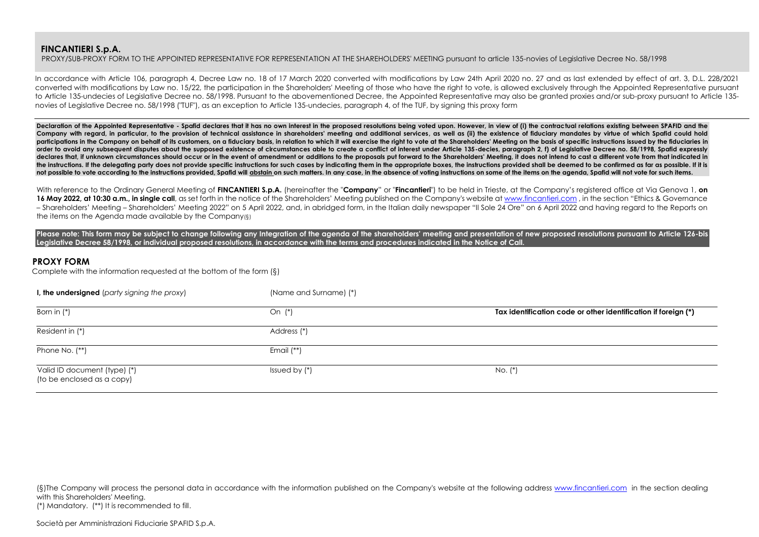## FINCANTIERI S.p.A.

PROXY/SUB-PROXY FORM TO THE APPOINTED REPRESENTATIVE FOR REPRESENTATION AT THE SHAREHOLDERS' MEETING pursuant to article 135-novies of Legislative Decree No. 58/1998

In accordance with Article 106, paragraph 4, Decree Law no. 18 of 17 March 2020 converted with modifications by Law 24th April 2020 no. 27 and as last extended by effect of art. 3, D.L. 228/2021 converted with modifications by Law no. 15/22, the participation in the Shareholders' Meeting of those who have the right to vote, is allowed exclusively through the Appointed Representative pursuant to Article 135-undecies of Legislative Decree no. 58/1998. Pursuant to the abovementioned Decree, the Appointed Representative may also be granted proxies and/or sub-proxy pursuant to Article 135-novies of Legislative Decree no. 58/1998 ("TUF"), as an exception to Article 135-undecies, paragraph 4, of the TUF, by signing this proxy form

**Declaration of the Appointed Representative - Spafid declares that it has no own interest in the proposed resolutions being voted upon. However, in view of (i) the contractual relations existing between SPAFID and the Company with regard, in particular, to the provision of technical assistance in shareholders' meeting and additional services, as well as (ii) the existence of fiduciary mandates by virtue of which Spafid could hold participations in the Company on behalf of its customers, on a fiduciary basis, in relation to which it will exercise the right to vote at the Shareholders' Meeting on the basis of specific instructions issued by the fiduciaries in order to avoid any subsequent disputes about the supposed existence of circumstances able to create a conflict of interest under Article 135-decies, paragraph 2, f) of Legislative Decree no. 58/1998, Spafid expressly declares that, if unknown circumstances should occur or in the event of amendment or additions to the proposals put forward to the Shareholders' Meeting, it does not intend to cast a different vote from that indicated in the instructions. If the delegating party does not provide specific instructions for such cases by indicating them in the appropriate boxes, the instructions provided shall be deemed to be confirmed as far as possible. If it is not possible to vote according to the instructions provided, Spafid will abstain on such matters. In any case, in the absence of voting instructions on some of the items on the agenda, Spafid will not vote for such items.**

With reference to the Ordinary General Meeting of **FINCANTIERI S.p.A.** (hereinafter the "**Company**" or "**Fincantieri**") to be held in Trieste, at the Company's registered office at Via Genova 1, **on 16 May 2022, at 10:30 a.m., in single call**, as set forth in the notice of the Shareholders' Meeting published on the Company's website at www.fincantieri.com , in the section "Ethics & Governance – Shareholders' Meeting – Shareholders' Meeting 2022" on 5 April 2022, and, in abridged form, in the Italian daily newspaper "Il Sole 24 Ore" on 6 April 2022 and having regard to the Reports on the items on the Agenda made available by the Company(§)

**Please note: This form may be subject to change following any Integration of the agenda of the shareholders' meeting and presentation of new proposed resolutions pursuant to Article 126-bis Legislative Decree 58/1998, or individual proposed resolutions, in accordance with the terms and procedures indicated in the Notice of Call.**

## PROXY FORM

Complete with the information requested at the bottom of the form (§)

| **I, the undersigned** (*party signing the proxy*) | (Name and Surname) (*) | |
|---|---|---|
| Born in (*) | On (*) | **Tax identification code or other identification if foreign (*)** |
| Resident in (*) | Address (*) | |
| Phone No. (**) | Email (**) | |
| Valid ID document (type) (*) (to be enclosed as a copy) | Issued by (*) | No. (*) |

(§)The Company will process the personal data in accordance with the information published on the Company's website at the following address www.fincantieri.com in the section dealing with this Shareholders' Meeting.

(*) Mandatory. (**) It is recommended to fill.

Società per Amministrazioni Fiduciarie SPAFID S.p.A.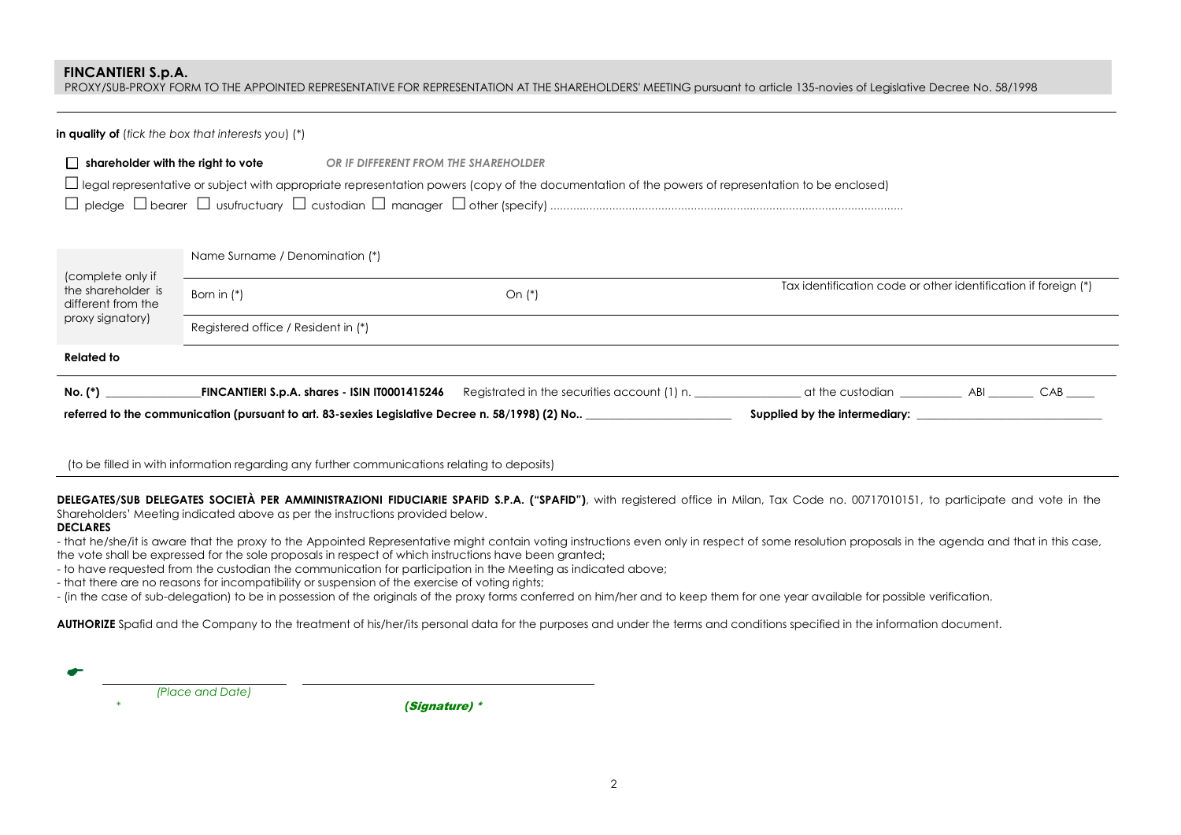**FINCANTIERI S.p.A.**
PROXY/SUB-PROXY FORM TO THE APPOINTED REPRESENTATIVE FOR REPRESENTATION AT THE SHAREHOLDERS' MEETING pursuant to article 135-novies of Legislative Decree No. 58/1998

**in quality of** (*tick the box that interests you*) (*)

☐ **shareholder with the right to vote** *OR IF DIFFERENT FROM THE SHAREHOLDER*

☐ legal representative or subject with appropriate representation powers (copy of the documentation of the powers of representation to be enclosed)

☐ pledge ☐ bearer ☐ usufructuary ☐ custodian ☐ manager ☐ other (specify) ..........................................................................................................

| (complete only if the shareholder is different from the proxy signatory) | Name Surname / Denomination (*) | | |
|---|---|---|---|
| | Born in (*) | On (*) | Tax identification code or other identification if foreign (*) |
| | Registered office / Resident in (*) | | |

**Related to**

**No. (*)** ________________**FINCANTIERI S.p.A. shares - ISIN IT0001415246** Registrated in the securities account (1) n. _________________ at the custodian __________ ABI ________ CAB _____

**referred to the communication (pursuant to art. 83-sexies Legislative Decree n. 58/1998) (2) No..** ________________________ **Supplied by the intermediary:** ______________________________

(to be filled in with information regarding any further communications relating to deposits)

**DELEGATES/SUB DELEGATES SOCIETÀ PER AMMINISTRAZIONI FIDUCIARIE SPAFID S.P.A. ("SPAFID")**, with registered office in Milan, Tax Code no. 00717010151, to participate and vote in the Shareholders' Meeting indicated above as per the instructions provided below.

**DECLARES**

- that he/she/it is aware that the proxy to the Appointed Representative might contain voting instructions even only in respect of some resolution proposals in the agenda and that in this case, the vote shall be expressed for the sole proposals in respect of which instructions have been granted;
- to have requested from the custodian the communication for participation in the Meeting as indicated above;
- that there are no reasons for incompatibility or suspension of the exercise of voting rights;
- (in the case of sub-delegation) to be in possession of the originals of the proxy forms conferred on him/her and to keep them for one year available for possible verification.

**AUTHORIZE** Spafid and the Company to the treatment of his/her/its personal data for the purposes and under the terms and conditions specified in the information document.

________________________ ________________________________

*(Place and Date)* *

*(Signature)* *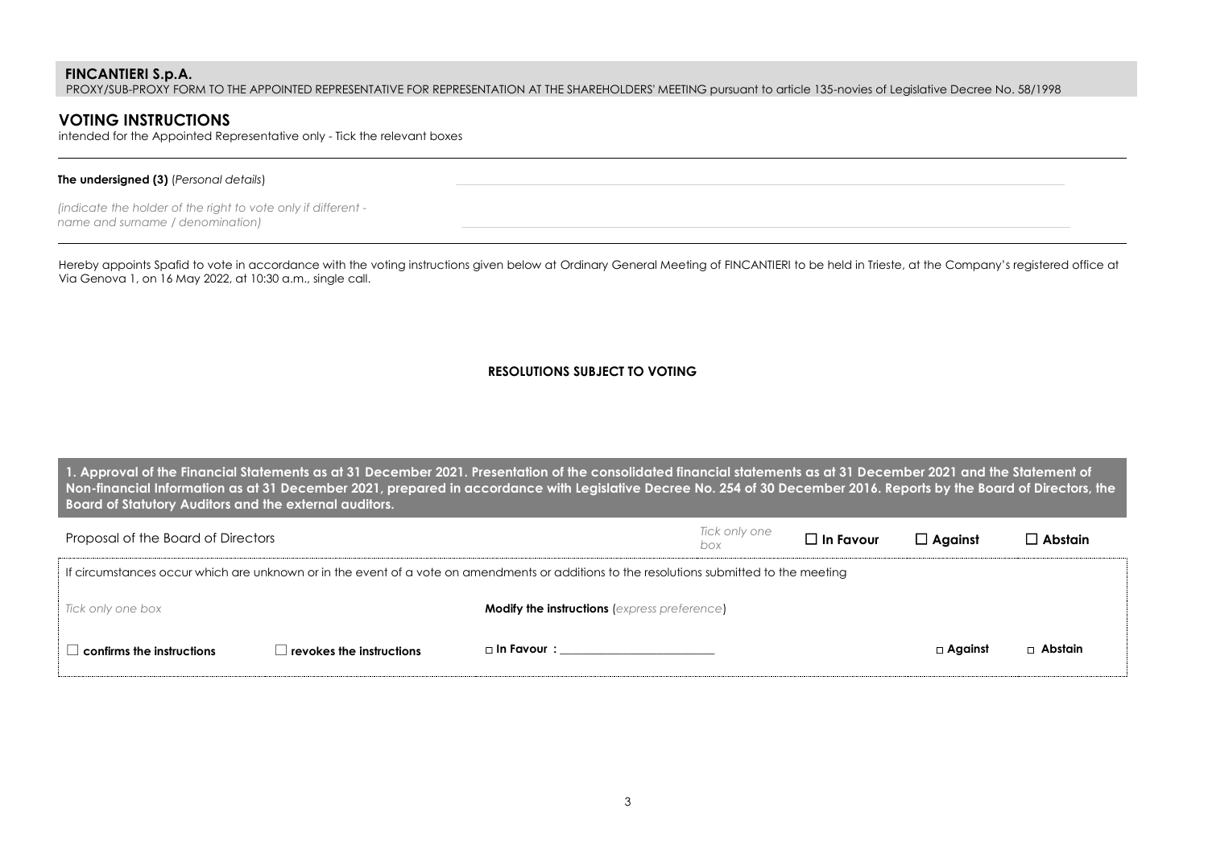**FINCANTIERI S.p.A.**

PROXY/SUB-PROXY FORM TO THE APPOINTED REPRESENTATIVE FOR REPRESENTATION AT THE SHAREHOLDERS' MEETING pursuant to article 135-novies of Legislative Decree No. 58/1998

## VOTING INSTRUCTIONS

intended for the Appointed Representative only - Tick the relevant boxes

**The undersigned (3)** (*Personal details*) ______________________________________________

*(indicate the holder of the right to vote only if different - name and surname / denomination)* ______________________________________________

Hereby appoints Spafid to vote in accordance with the voting instructions given below at Ordinary General Meeting of FINCANTIERI to be held in Trieste, at the Company's registered office at Via Genova 1, on 16 May 2022, at 10:30 a.m., single call.

**RESOLUTIONS SUBJECT TO VOTING**

**1. Approval of the Financial Statements as at 31 December 2021. Presentation of the consolidated financial statements as at 31 December 2021 and the Statement of Non-financial Information as at 31 December 2021, prepared in accordance with Legislative Decree No. 254 of 30 December 2016. Reports by the Board of Directors, the Board of Statutory Auditors and the external auditors.**

| Proposal of the Board of Directors | *Tick only one box* | ☐ **In Favour** | ☐ **Against** | ☐ **Abstain** |
|---|---|---|---|---|

If circumstances occur which are unknown or in the event of a vote on amendments or additions to the resolutions submitted to the meeting

| *Tick only one box* | | **Modify the instructions** (*express preference*) | | |
|---|---|---|---|---|
| ☐ **confirms the instructions** | ☐ **revokes the instructions** | ☐ **In Favour** : ______________ | ☐ **Against** | ☐ **Abstain** |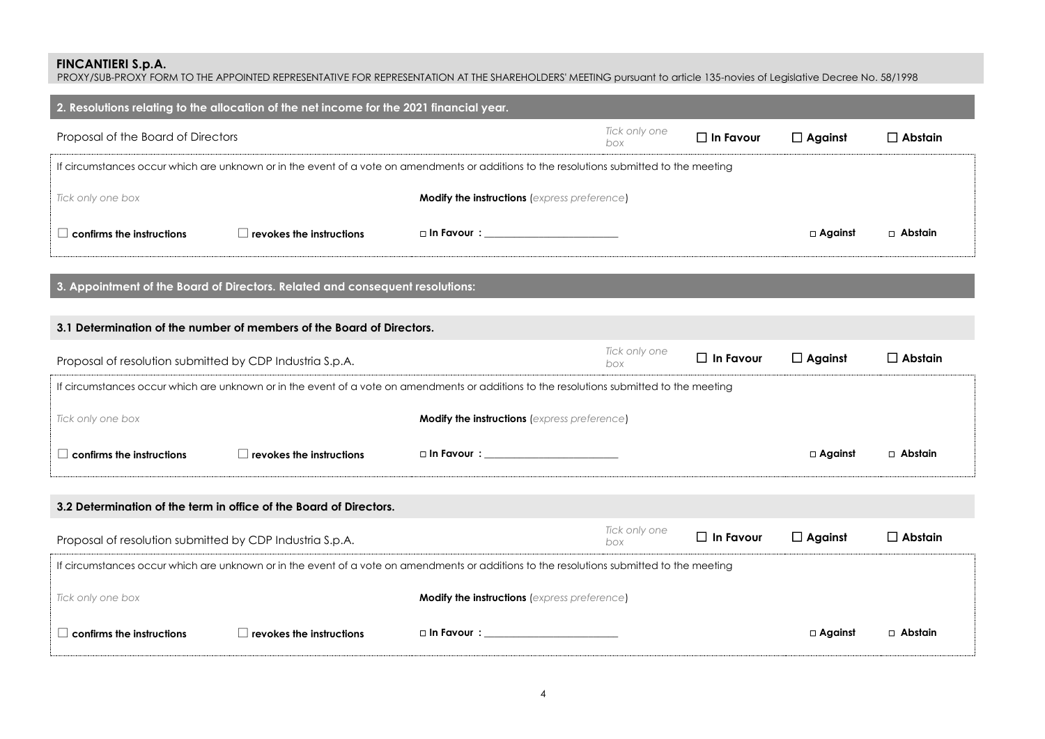**FINCANTIERI S.p.A.**

PROXY/SUB-PROXY FORM TO THE APPOINTED REPRESENTATIVE FOR REPRESENTATION AT THE SHAREHOLDERS' MEETING pursuant to article 135-novies of Legislative Decree No. 58/1998

## 2. Resolutions relating to the allocation of the net income for the 2021 financial year.

| Proposal of the Board of Directors | *Tick only one box* | ☐ **In Favour** | ☐ **Against** | ☐ **Abstain** |
|---|---|---|---|---|

If circumstances occur which are unknown or in the event of a vote on amendments or additions to the resolutions submitted to the meeting

| *Tick only one box* | | **Modify the instructions** (*express preference*) | | |
|---|---|---|---|---|
| ☐ **confirms the instructions** | ☐ **revokes the instructions** | ☐ **In Favour :** ______________________ | ☐ **Against** | ☐ **Abstain** |

## 3. Appointment of the Board of Directors. Related and consequent resolutions:

### 3.1 Determination of the number of members of the Board of Directors.

| Proposal of resolution submitted by CDP Industria S.p.A. | *Tick only one box* | ☐ **In Favour** | ☐ **Against** | ☐ **Abstain** |
|---|---|---|---|---|

If circumstances occur which are unknown or in the event of a vote on amendments or additions to the resolutions submitted to the meeting

| *Tick only one box* | | **Modify the instructions** (*express preference*) | | |
|---|---|---|---|---|
| ☐ **confirms the instructions** | ☐ **revokes the instructions** | ☐ **In Favour :** ______________________ | ☐ **Against** | ☐ **Abstain** |

### 3.2 Determination of the term in office of the Board of Directors.

| Proposal of resolution submitted by CDP Industria S.p.A. | *Tick only one box* | ☐ **In Favour** | ☐ **Against** | ☐ **Abstain** |
|---|---|---|---|---|

If circumstances occur which are unknown or in the event of a vote on amendments or additions to the resolutions submitted to the meeting

| *Tick only one box* | | **Modify the instructions** (*express preference*) | | |
|---|---|---|---|---|
| ☐ **confirms the instructions** | ☐ **revokes the instructions** | ☐ **In Favour :** ______________________ | ☐ **Against** | ☐ **Abstain** |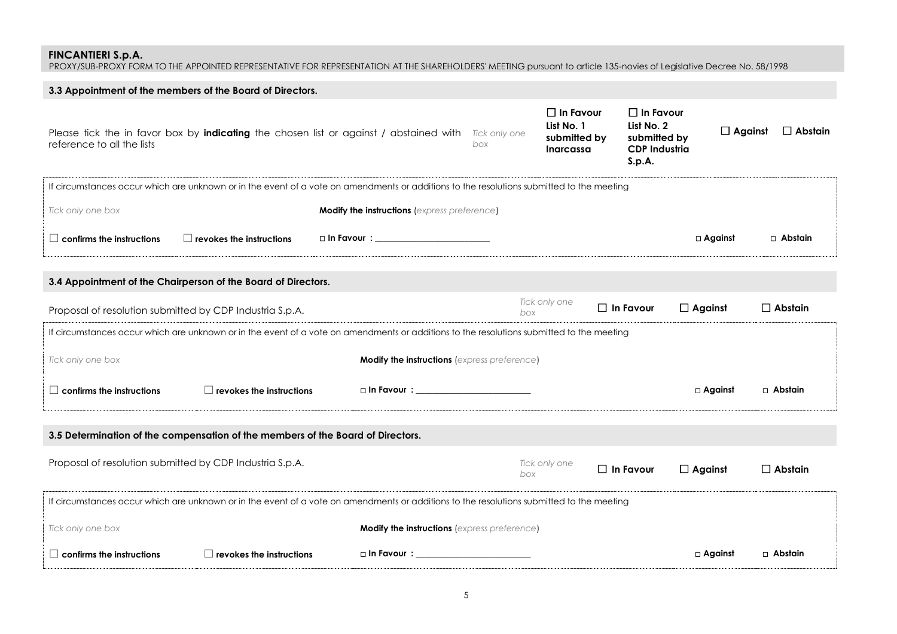**FINCANTIERI S.p.A.**
PROXY/SUB-PROXY FORM TO THE APPOINTED REPRESENTATIVE FOR REPRESENTATION AT THE SHAREHOLDERS' MEETING pursuant to article 135-novies of Legislative Decree No. 58/1998

### 3.3 Appointment of the members of the Board of Directors.

| Please tick the in favor box by **indicating** the chosen list or against / abstained with reference to all the lists | *Tick only one box* | ☐ **In Favour List No. 1 submitted by Inarcassa** | ☐ **In Favour List No. 2 submitted by CDP Industria S.p.A.** | ☐ **Against** | ☐ **Abstain** |
|---|---|---|---|---|---|

If circumstances occur which are unknown or in the event of a vote on amendments or additions to the resolutions submitted to the meeting

| *Tick only one box* | | **Modify the instructions** (*express preference*) | | |
|---|---|---|---|---|
| ☐ **confirms the instructions** | ☐ **revokes the instructions** | ☐ **In Favour :** ___________________ | ☐ **Against** | ☐ **Abstain** |

### 3.4 Appointment of the Chairperson of the Board of Directors.

| Proposal of resolution submitted by CDP Industria S.p.A. | *Tick only one box* | ☐ **In Favour** | ☐ **Against** | ☐ **Abstain** |
|---|---|---|---|---|

If circumstances occur which are unknown or in the event of a vote on amendments or additions to the resolutions submitted to the meeting

| *Tick only one box* | | **Modify the instructions** (*express preference*) | | |
|---|---|---|---|---|
| ☐ **confirms the instructions** | ☐ **revokes the instructions** | ☐ **In Favour :** ___________________ | ☐ **Against** | ☐ **Abstain** |

### 3.5 Determination of the compensation of the members of the Board of Directors.

| Proposal of resolution submitted by CDP Industria S.p.A. | *Tick only one box* | ☐ **In Favour** | ☐ **Against** | ☐ **Abstain** |
|---|---|---|---|---|

If circumstances occur which are unknown or in the event of a vote on amendments or additions to the resolutions submitted to the meeting

| *Tick only one box* | | **Modify the instructions** (*express preference*) | | |
|---|---|---|---|---|
| ☐ **confirms the instructions** | ☐ **revokes the instructions** | ☐ **In Favour :** ___________________ | ☐ **Against** | ☐ **Abstain** |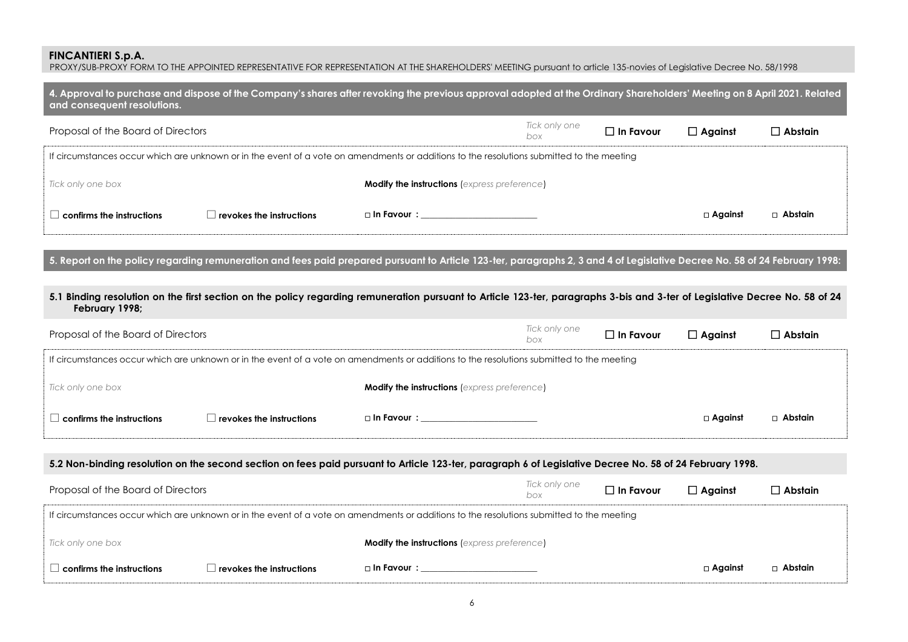**FINCANTIERI S.p.A.**
PROXY/SUB-PROXY FORM TO THE APPOINTED REPRESENTATIVE FOR REPRESENTATION AT THE SHAREHOLDERS' MEETING pursuant to article 135-novies of Legislative Decree No. 58/1998

### 4. Approval to purchase and dispose of the Company's shares after revoking the previous approval adopted at the Ordinary Shareholders' Meeting on 8 April 2021. Related and consequent resolutions.

| Proposal of the Board of Directors | *Tick only one box* | ☐ **In Favour** | ☐ **Against** | ☐ **Abstain** |
|---|---|---|---|---|

If circumstances occur which are unknown or in the event of a vote on amendments or additions to the resolutions submitted to the meeting

| *Tick only one box* | | **Modify the instructions** (*express preference*) | | |
|---|---|---|---|---|
| ☐ **confirms the instructions** | ☐ **revokes the instructions** | □ **In Favour** : ______________________ | □ **Against** | □ **Abstain** |

### 5. Report on the policy regarding remuneration and fees paid prepared pursuant to Article 123-ter, paragraphs 2, 3 and 4 of Legislative Decree No. 58 of 24 February 1998:

#### 5.1 Binding resolution on the first section on the policy regarding remuneration pursuant to Article 123-ter, paragraphs 3-bis and 3-ter of Legislative Decree No. 58 of 24 February 1998;

| Proposal of the Board of Directors | *Tick only one box* | ☐ **In Favour** | ☐ **Against** | ☐ **Abstain** |
|---|---|---|---|---|

If circumstances occur which are unknown or in the event of a vote on amendments or additions to the resolutions submitted to the meeting

| *Tick only one box* | | **Modify the instructions** (*express preference*) | | |
|---|---|---|---|---|
| ☐ **confirms the instructions** | ☐ **revokes the instructions** | □ **In Favour** : ______________________ | □ **Against** | □ **Abstain** |

#### 5.2 Non-binding resolution on the second section on fees paid pursuant to Article 123-ter, paragraph 6 of Legislative Decree No. 58 of 24 February 1998.

| Proposal of the Board of Directors | *Tick only one box* | ☐ **In Favour** | ☐ **Against** | ☐ **Abstain** |
|---|---|---|---|---|

If circumstances occur which are unknown or in the event of a vote on amendments or additions to the resolutions submitted to the meeting

| *Tick only one box* | | **Modify the instructions** (*express preference*) | | |
|---|---|---|---|---|
| ☐ **confirms the instructions** | ☐ **revokes the instructions** | □ **In Favour** : ______________________ | □ **Against** | □ **Abstain** |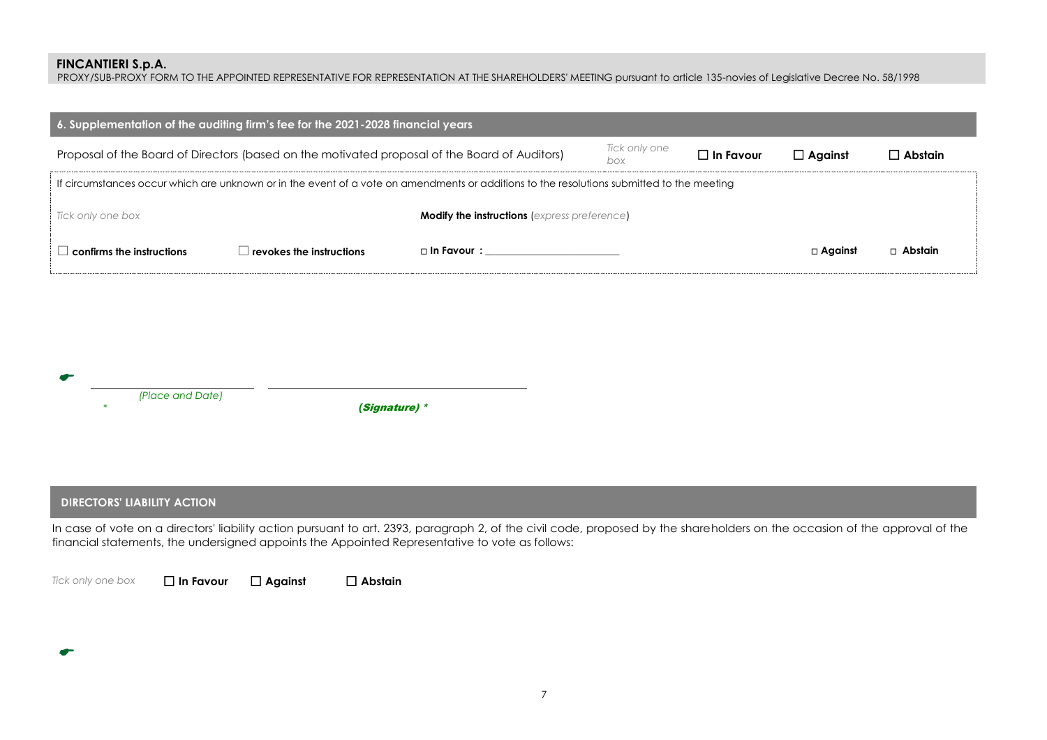**FINCANTIERI S.p.A.**
PROXY/SUB-PROXY FORM TO THE APPOINTED REPRESENTATIVE FOR REPRESENTATION AT THE SHAREHOLDERS' MEETING pursuant to article 135-novies of Legislative Decree No. 58/1998

## 6. Supplementation of the auditing firm's fee for the 2021-2028 financial years

| Proposal of the Board of Directors (based on the motivated proposal of the Board of Auditors) | *Tick only one box* | ☐ **In Favour** | ☐ **Against** | ☐ **Abstain** |
|---|---|---|---|---|

If circumstances occur which are unknown or in the event of a vote on amendments or additions to the resolutions submitted to the meeting

| *Tick only one box* | | **Modify the instructions** (*express preference*) | | |
|---|---|---|---|---|
| ☐ **confirms the instructions** | ☐ **revokes the instructions** | ☐ **In Favour :** ________________________ | ☐ **Against** | ☐ **Abstain** |

☛ ____________________ ____________________________________
*(Place and Date)* * ***(Signature) \****

## DIRECTORS' LIABILITY ACTION

In case of vote on a directors' liability action pursuant to art. 2393, paragraph 2, of the civil code, proposed by the shareholders on the occasion of the approval of the financial statements, the undersigned appoints the Appointed Representative to vote as follows:

*Tick only one box* ☐ **In Favour** ☐ **Against** ☐ **Abstain**

☛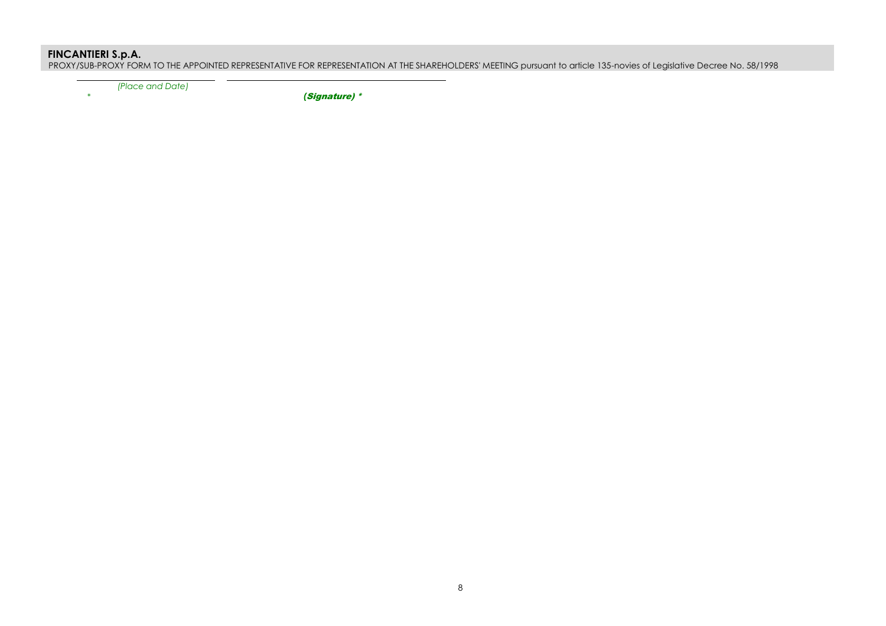\_\_\_\_\_\_\_\_\_\_\_\_\_\_\_\_\_\_\_\_\_\_\_\_ \_\_\_\_\_\_\_\_\_\_\_\_\_\_\_\_\_\_\_\_\_\_\_\_\_\_\_\_\_\_\_\_\_\_\_\_\_\_

*(Place and Date)* * **(*Signature*) ***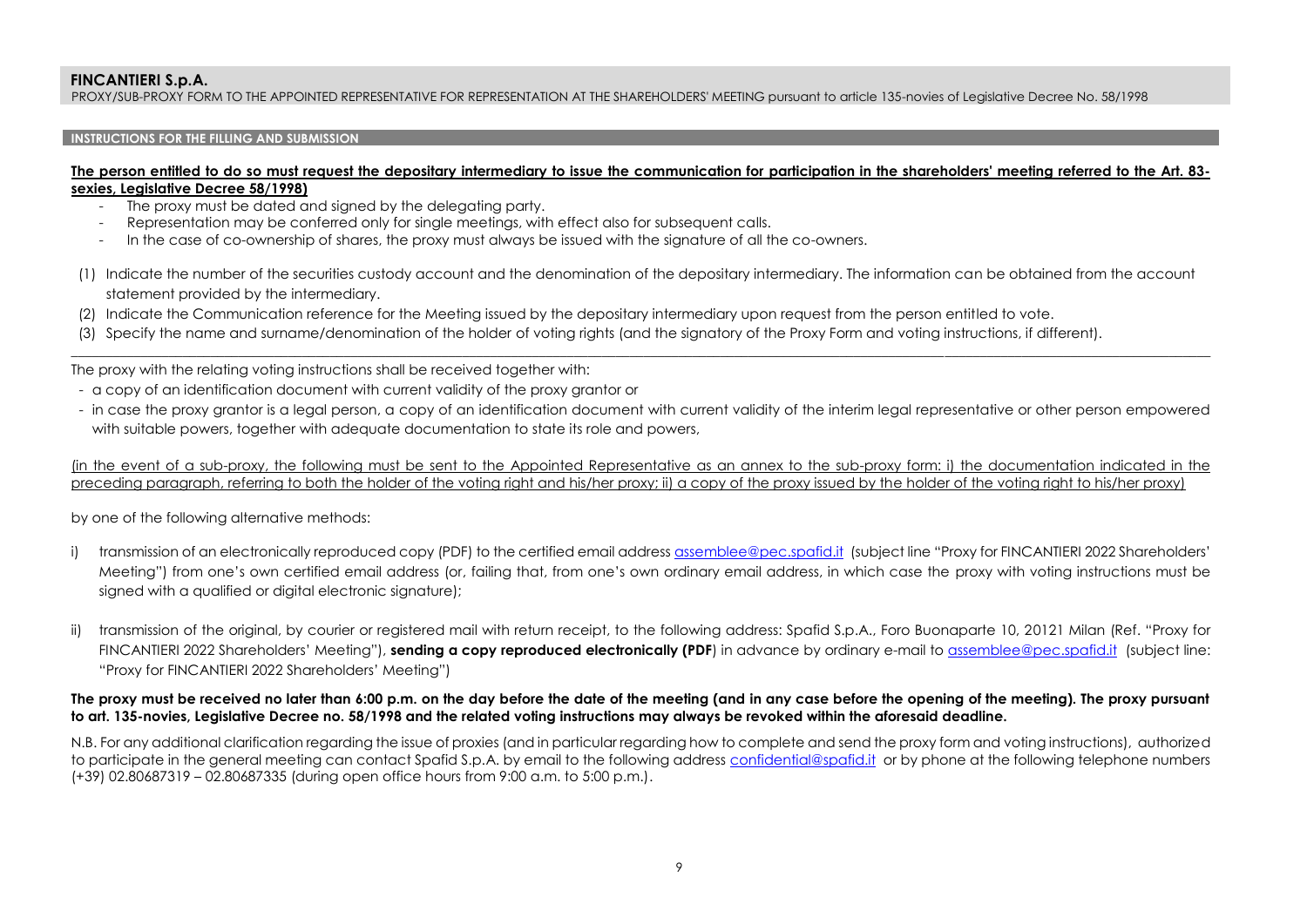## FINCANTIERI S.p.A.

PROXY/SUB-PROXY FORM TO THE APPOINTED REPRESENTATIVE FOR REPRESENTATION AT THE SHAREHOLDERS' MEETING pursuant to article 135-novies of Legislative Decree No. 58/1998

### INSTRUCTIONS FOR THE FILLING AND SUBMISSION

**The person entitled to do so must request the depositary intermediary to issue the communication for participation in the shareholders' meeting referred to the Art. 83-sexies, Legislative Decree 58/1998)**

- The proxy must be dated and signed by the delegating party.
- Representation may be conferred only for single meetings, with effect also for subsequent calls.
- In the case of co-ownership of shares, the proxy must always be issued with the signature of all the co-owners.

(1) Indicate the number of the securities custody account and the denomination of the depositary intermediary. The information can be obtained from the account statement provided by the intermediary.
(2) Indicate the Communication reference for the Meeting issued by the depositary intermediary upon request from the person entitled to vote.
(3) Specify the name and surname/denomination of the holder of voting rights (and the signatory of the Proxy Form and voting instructions, if different).

---

The proxy with the relating voting instructions shall be received together with:

- a copy of an identification document with current validity of the proxy grantor or
- in case the proxy grantor is a legal person, a copy of an identification document with current validity of the interim legal representative or other person empowered with suitable powers, together with adequate documentation to state its role and powers,

(in the event of a sub-proxy, the following must be sent to the Appointed Representative as an annex to the sub-proxy form: i) the documentation indicated in the preceding paragraph, referring to both the holder of the voting right and his/her proxy; ii) a copy of the proxy issued by the holder of the voting right to his/her proxy)

by one of the following alternative methods:

i) transmission of an electronically reproduced copy (PDF) to the certified email address assemblee@pec.spafid.it (subject line "Proxy for FINCANTIERI 2022 Shareholders' Meeting") from one's own certified email address (or, failing that, from one's own ordinary email address, in which case the proxy with voting instructions must be signed with a qualified or digital electronic signature);

ii) transmission of the original, by courier or registered mail with return receipt, to the following address: Spafid S.p.A., Foro Buonaparte 10, 20121 Milan (Ref. "Proxy for FINCANTIERI 2022 Shareholders' Meeting"), **sending a copy reproduced electronically (PDF**) in advance by ordinary e-mail to assemblee@pec.spafid.it (subject line: "Proxy for FINCANTIERI 2022 Shareholders' Meeting")

**The proxy must be received no later than 6:00 p.m. on the day before the date of the meeting (and in any case before the opening of the meeting). The proxy pursuant to art. 135-novies, Legislative Decree no. 58/1998 and the related voting instructions may always be revoked within the aforesaid deadline.**

N.B. For any additional clarification regarding the issue of proxies (and in particular regarding how to complete and send the proxy form and voting instructions), authorized to participate in the general meeting can contact Spafid S.p.A. by email to the following address confidential@spafid.it or by phone at the following telephone numbers (+39) 02.80687319 – 02.80687335 (during open office hours from 9:00 a.m. to 5:00 p.m.).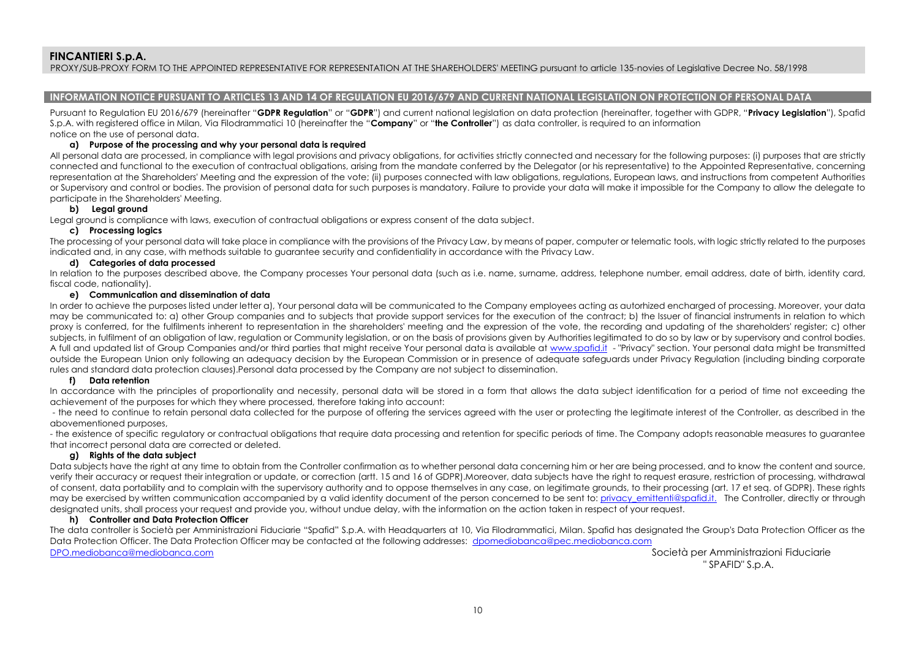**FINCANTIERI S.p.A.**

PROXY/SUB-PROXY FORM TO THE APPOINTED REPRESENTATIVE FOR REPRESENTATION AT THE SHAREHOLDERS' MEETING pursuant to article 135-novies of Legislative Decree No. 58/1998

## INFORMATION NOTICE PURSUANT TO ARTICLES 13 AND 14 OF REGULATION EU 2016/679 AND CURRENT NATIONAL LEGISLATION ON PROTECTION OF PERSONAL DATA

Pursuant to Regulation EU 2016/679 (hereinafter "**GDPR Regulation**" or "**GDPR**") and current national legislation on data protection (hereinafter, together with GDPR, "**Privacy Legislation**"), Spafid S.p.A. with registered office in Milan, Via Filodrammatici 10 (hereinafter the "**Company**" or "**the Controller**") as data controller, is required to an information notice on the use of personal data.

**a) Purpose of the processing and why your personal data is required**

All personal data are processed, in compliance with legal provisions and privacy obligations, for activities strictly connected and necessary for the following purposes: (i) purposes that are strictly connected and functional to the execution of contractual obligations, arising from the mandate conferred by the Delegator (or his representative) to the Appointed Representative, concerning representation at the Shareholders' Meeting and the expression of the vote; (ii) purposes connected with law obligations, regulations, European laws, and instructions from competent Authorities or Supervisory and control or bodies. The provision of personal data for such purposes is mandatory. Failure to provide your data will make it impossible for the Company to allow the delegate to participate in the Shareholders' Meeting.

**b) Legal ground**

Legal ground is compliance with laws, execution of contractual obligations or express consent of the data subject.

**c) Processing logics**

The processing of your personal data will take place in compliance with the provisions of the Privacy Law, by means of paper, computer or telematic tools, with logic strictly related to the purposes indicated and, in any case, with methods suitable to guarantee security and confidentiality in accordance with the Privacy Law.

**d) Categories of data processed**

In relation to the purposes described above, the Company processes Your personal data (such as i.e. name, surname, address, telephone number, email address, date of birth, identity card, fiscal code, nationality).

**e) Communication and dissemination of data**

In order to achieve the purposes listed under letter a), Your personal data will be communicated to the Company employees acting as autorhized encharged of processing. Moreover, your data may be communicated to: a) other Group companies and to subjects that provide support services for the execution of the contract; b) the Issuer of financial instruments in relation to which proxy is conferred, for the fulfilments inherent to representation in the shareholders' meeting and the expression of the vote, the recording and updating of the shareholders' register; c) other subjects, in fulfilment of an obligation of law, regulation or Community legislation, or on the basis of provisions given by Authorities legitimated to do so by law or by supervisory and control bodies. A full and updated list of Group Companies and/or third parties that might receive Your personal data is available at www.spafid.it - "Privacy" section. Your personal data might be transmitted outside the European Union only following an adequacy decision by the European Commission or in presence of adequate safeguards under Privacy Regulation (including binding corporate rules and standard data protection clauses).Personal data processed by the Company are not subject to dissemination.

**f) Data retention**

In accordance with the principles of proportionality and necessity, personal data will be stored in a form that allows the data subject identification for a period of time not exceeding the achievement of the purposes for which they where processed, therefore taking into account:

- the need to continue to retain personal data collected for the purpose of offering the services agreed with the user or protecting the legitimate interest of the Controller, as described in the abovementioned purposes,
- the existence of specific regulatory or contractual obligations that require data processing and retention for specific periods of time. The Company adopts reasonable measures to guarantee that incorrect personal data are corrected or deleted.

**g) Rights of the data subject**

Data subjects have the right at any time to obtain from the Controller confirmation as to whether personal data concerning him or her are being processed, and to know the content and source, verify their accuracy or request their integration or update, or correction (artt. 15 and 16 of GDPR).Moreover, data subjects have the right to request erasure, restriction of processing, withdrawal of consent, data portability and to complain with the supervisory authority and to oppose themselves in any case, on legitimate grounds, to their processing (art. 17 et seq. of GDPR). These rights may be exercised by written communication accompanied by a valid identity document of the person concerned to be sent to: privacy_emittenti@spafid.it. The Controller, directly or through designated units, shall process your request and provide you, without undue delay, with the information on the action taken in respect of your request.

**h) Controller and Data Protection Officer**

The data controller is Società per Amministrazioni Fiduciarie "Spafid" S.p.A. with Headquarters at 10, Via Filodrammatici, Milan. Spafid has designated the Group's Data Protection Officer as the Data Protection Officer. The Data Protection Officer may be contacted at the following addresses: dpomediobanca@pec.mediobanca.com DPO.mediobanca@mediobanca.com

Società per Amministrazioni Fiduciarie
" SPAFID" S.p.A.